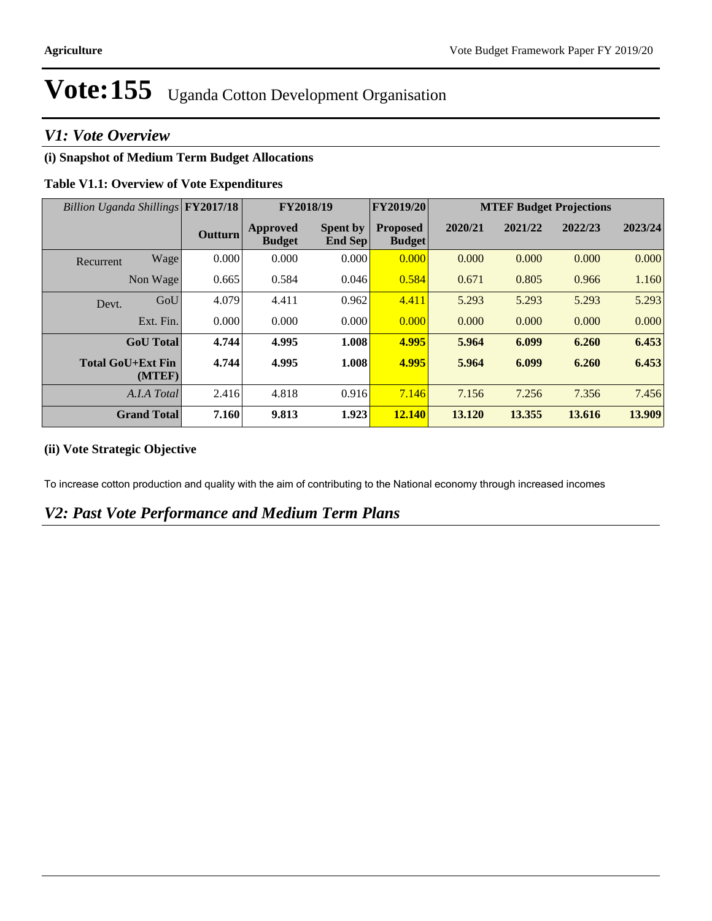# Vote:155 Uganda Cotton Development Organisation

## V1: Vote Overview

### (i) Snapshot of Medium Term Budget Allocations

**Table V1.1: Overview of Vote Expenditures**

| *Billion Uganda Shillings* | | FY2017/18 | FY2018/19 | | FY2019/20 | MTEF Budget Projections | | | |
|---|---|---|---|---|---|---|---|---|---|
| | | Outturn | Approved Budget | Spent by End Sep | Proposed Budget | 2020/21 | 2021/22 | 2022/23 | 2023/24 |
| Recurrent | Wage | 0.000 | 0.000 | 0.000 | 0.000 | 0.000 | 0.000 | 0.000 | 0.000 |
| | Non Wage | 0.665 | 0.584 | 0.046 | 0.584 | 0.671 | 0.805 | 0.966 | 1.160 |
| Devt. | GoU | 4.079 | 4.411 | 0.962 | 4.411 | 5.293 | 5.293 | 5.293 | 5.293 |
| | Ext. Fin. | 0.000 | 0.000 | 0.000 | 0.000 | 0.000 | 0.000 | 0.000 | 0.000 |
| | **GoU Total** | **4.744** | **4.995** | **1.008** | **4.995** | **5.964** | **6.099** | **6.260** | **6.453** |
| | **Total GoU+Ext Fin (MTEF)** | **4.744** | **4.995** | **1.008** | **4.995** | **5.964** | **6.099** | **6.260** | **6.453** |
| | *A.I.A Total* | 2.416 | 4.818 | 0.916 | 7.146 | 7.156 | 7.256 | 7.356 | 7.456 |
| | **Grand Total** | **7.160** | **9.813** | **1.923** | **12.140** | **13.120** | **13.355** | **13.616** | **13.909** |

### (ii) Vote Strategic Objective

To increase cotton production and quality with the aim of contributing to the National economy through increased incomes

## V2: Past Vote Performance and Medium Term Plans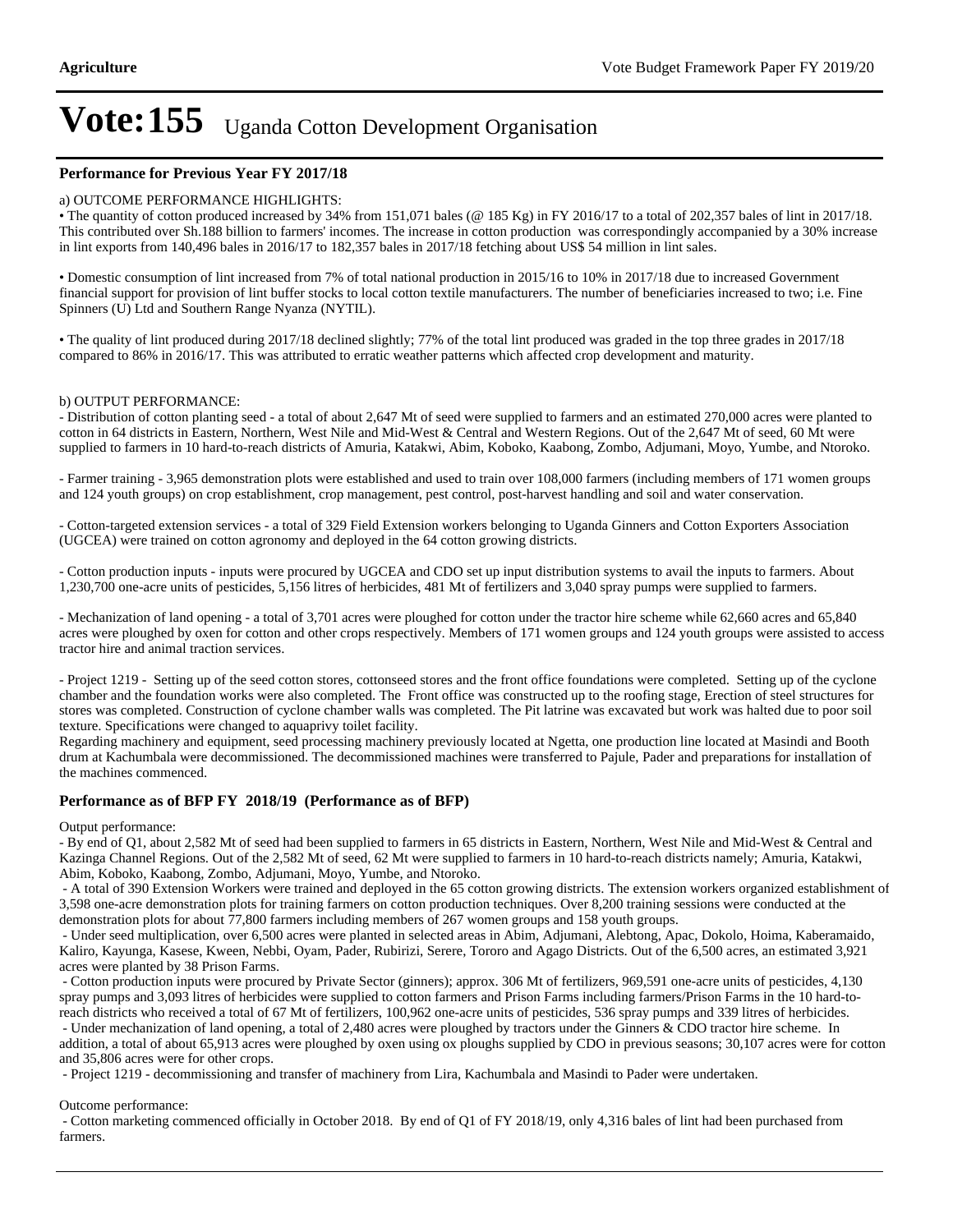# Vote:155 Uganda Cotton Development Organisation

### Performance for Previous Year FY 2017/18

a) OUTCOME PERFORMANCE HIGHLIGHTS:

• The quantity of cotton produced increased by 34% from 151,071 bales (@ 185 Kg) in FY 2016/17 to a total of 202,357 bales of lint in 2017/18. This contributed over Sh.188 billion to farmers' incomes. The increase in cotton production was correspondingly accompanied by a 30% increase in lint exports from 140,496 bales in 2016/17 to 182,357 bales in 2017/18 fetching about US$ 54 million in lint sales.

• Domestic consumption of lint increased from 7% of total national production in 2015/16 to 10% in 2017/18 due to increased Government financial support for provision of lint buffer stocks to local cotton textile manufacturers. The number of beneficiaries increased to two; i.e. Fine Spinners (U) Ltd and Southern Range Nyanza (NYTIL).

• The quality of lint produced during 2017/18 declined slightly; 77% of the total lint produced was graded in the top three grades in 2017/18 compared to 86% in 2016/17. This was attributed to erratic weather patterns which affected crop development and maturity.

b) OUTPUT PERFORMANCE:

- Distribution of cotton planting seed - a total of about 2,647 Mt of seed were supplied to farmers and an estimated 270,000 acres were planted to cotton in 64 districts in Eastern, Northern, West Nile and Mid-West & Central and Western Regions. Out of the 2,647 Mt of seed, 60 Mt were supplied to farmers in 10 hard-to-reach districts of Amuria, Katakwi, Abim, Koboko, Kaabong, Zombo, Adjumani, Moyo, Yumbe, and Ntoroko.

- Farmer training - 3,965 demonstration plots were established and used to train over 108,000 farmers (including members of 171 women groups and 124 youth groups) on crop establishment, crop management, pest control, post-harvest handling and soil and water conservation.

- Cotton-targeted extension services - a total of 329 Field Extension workers belonging to Uganda Ginners and Cotton Exporters Association (UGCEA) were trained on cotton agronomy and deployed in the 64 cotton growing districts.

- Cotton production inputs - inputs were procured by UGCEA and CDO set up input distribution systems to avail the inputs to farmers. About 1,230,700 one-acre units of pesticides, 5,156 litres of herbicides, 481 Mt of fertilizers and 3,040 spray pumps were supplied to farmers.

- Mechanization of land opening - a total of 3,701 acres were ploughed for cotton under the tractor hire scheme while 62,660 acres and 65,840 acres were ploughed by oxen for cotton and other crops respectively. Members of 171 women groups and 124 youth groups were assisted to access tractor hire and animal traction services.

- Project 1219 - Setting up of the seed cotton stores, cottonseed stores and the front office foundations were completed. Setting up of the cyclone chamber and the foundation works were also completed. The Front office was constructed up to the roofing stage, Erection of steel structures for stores was completed. Construction of cyclone chamber walls was completed. The Pit latrine was excavated but work was halted due to poor soil texture. Specifications were changed to aquaprivy toilet facility.
Regarding machinery and equipment, seed processing machinery previously located at Ngetta, one production line located at Masindi and Booth drum at Kachumbala were decommissioned. The decommissioned machines were transferred to Pajule, Pader and preparations for installation of the machines commenced.

### Performance as of BFP FY 2018/19 (Performance as of BFP)

Output performance:

- By end of Q1, about 2,582 Mt of seed had been supplied to farmers in 65 districts in Eastern, Northern, West Nile and Mid-West & Central and Kazinga Channel Regions. Out of the 2,582 Mt of seed, 62 Mt were supplied to farmers in 10 hard-to-reach districts namely; Amuria, Katakwi, Abim, Koboko, Kaabong, Zombo, Adjumani, Moyo, Yumbe, and Ntoroko.
- A total of 390 Extension Workers were trained and deployed in the 65 cotton growing districts. The extension workers organized establishment of 3,598 one-acre demonstration plots for training farmers on cotton production techniques. Over 8,200 training sessions were conducted at the demonstration plots for about 77,800 farmers including members of 267 women groups and 158 youth groups.
- Under seed multiplication, over 6,500 acres were planted in selected areas in Abim, Adjumani, Alebtong, Apac, Dokolo, Hoima, Kaberamaido, Kaliro, Kayunga, Kasese, Kween, Nebbi, Oyam, Pader, Rubirizi, Serere, Tororo and Agago Districts. Out of the 6,500 acres, an estimated 3,921 acres were planted by 38 Prison Farms.
- Cotton production inputs were procured by Private Sector (ginners); approx. 306 Mt of fertilizers, 969,591 one-acre units of pesticides, 4,130 spray pumps and 3,093 litres of herbicides were supplied to cotton farmers and Prison Farms including farmers/Prison Farms in the 10 hard-to-reach districts who received a total of 67 Mt of fertilizers, 100,962 one-acre units of pesticides, 536 spray pumps and 339 litres of herbicides.
- Under mechanization of land opening, a total of 2,480 acres were ploughed by tractors under the Ginners & CDO tractor hire scheme. In addition, a total of about 65,913 acres were ploughed by oxen using ox ploughs supplied by CDO in previous seasons; 30,107 acres were for cotton and 35,806 acres were for other crops.
- Project 1219 - decommissioning and transfer of machinery from Lira, Kachumbala and Masindi to Pader were undertaken.

Outcome performance:

- Cotton marketing commenced officially in October 2018. By end of Q1 of FY 2018/19, only 4,316 bales of lint had been purchased from farmers.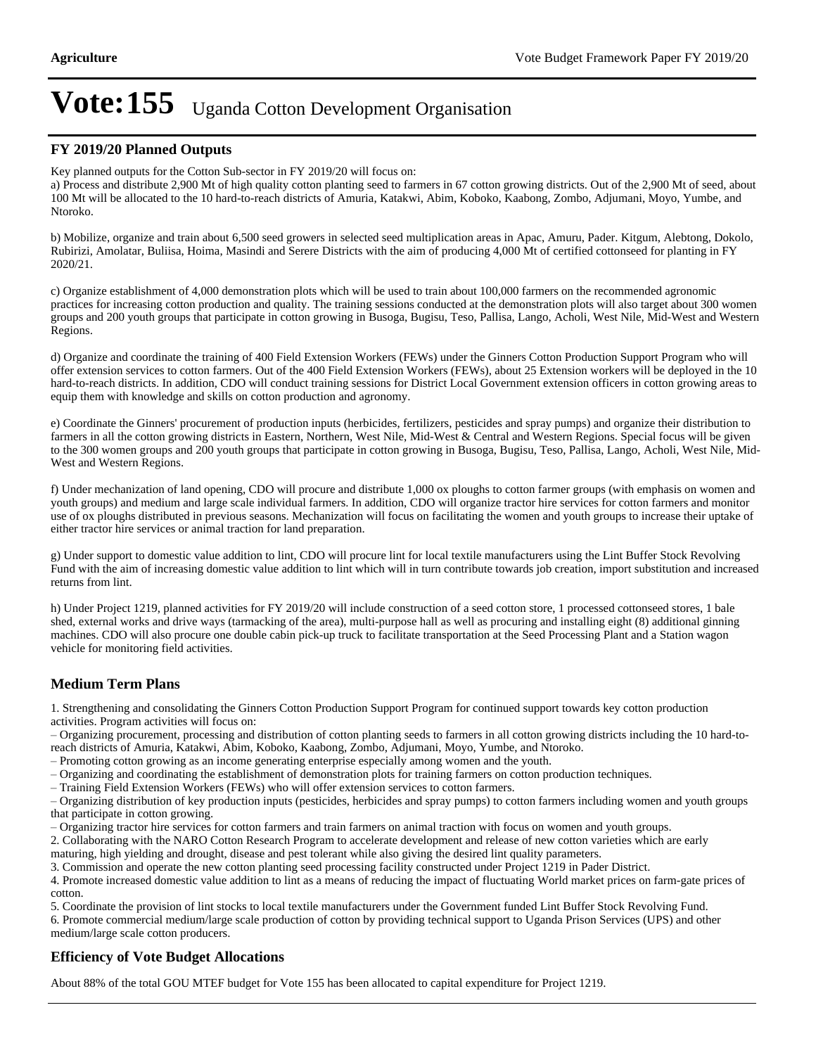# Vote:155 Uganda Cotton Development Organisation

## FY 2019/20 Planned Outputs

Key planned outputs for the Cotton Sub-sector in FY 2019/20 will focus on:

a) Process and distribute 2,900 Mt of high quality cotton planting seed to farmers in 67 cotton growing districts. Out of the 2,900 Mt of seed, about 100 Mt will be allocated to the 10 hard-to-reach districts of Amuria, Katakwi, Abim, Koboko, Kaabong, Zombo, Adjumani, Moyo, Yumbe, and Ntoroko.

b) Mobilize, organize and train about 6,500 seed growers in selected seed multiplication areas in Apac, Amuru, Pader. Kitgum, Alebtong, Dokolo, Rubirizi, Amolatar, Buliisa, Hoima, Masindi and Serere Districts with the aim of producing 4,000 Mt of certified cottonseed for planting in FY 2020/21.

c) Organize establishment of 4,000 demonstration plots which will be used to train about 100,000 farmers on the recommended agronomic practices for increasing cotton production and quality. The training sessions conducted at the demonstration plots will also target about 300 women groups and 200 youth groups that participate in cotton growing in Busoga, Bugisu, Teso, Pallisa, Lango, Acholi, West Nile, Mid-West and Western Regions.

d) Organize and coordinate the training of 400 Field Extension Workers (FEWs) under the Ginners Cotton Production Support Program who will offer extension services to cotton farmers. Out of the 400 Field Extension Workers (FEWs), about 25 Extension workers will be deployed in the 10 hard-to-reach districts. In addition, CDO will conduct training sessions for District Local Government extension officers in cotton growing areas to equip them with knowledge and skills on cotton production and agronomy.

e) Coordinate the Ginners' procurement of production inputs (herbicides, fertilizers, pesticides and spray pumps) and organize their distribution to farmers in all the cotton growing districts in Eastern, Northern, West Nile, Mid-West & Central and Western Regions. Special focus will be given to the 300 women groups and 200 youth groups that participate in cotton growing in Busoga, Bugisu, Teso, Pallisa, Lango, Acholi, West Nile, Mid-West and Western Regions.

f) Under mechanization of land opening, CDO will procure and distribute 1,000 ox ploughs to cotton farmer groups (with emphasis on women and youth groups) and medium and large scale individual farmers. In addition, CDO will organize tractor hire services for cotton farmers and monitor use of ox ploughs distributed in previous seasons. Mechanization will focus on facilitating the women and youth groups to increase their uptake of either tractor hire services or animal traction for land preparation.

g) Under support to domestic value addition to lint, CDO will procure lint for local textile manufacturers using the Lint Buffer Stock Revolving Fund with the aim of increasing domestic value addition to lint which will in turn contribute towards job creation, import substitution and increased returns from lint.

h) Under Project 1219, planned activities for FY 2019/20 will include construction of a seed cotton store, 1 processed cottonseed stores, 1 bale shed, external works and drive ways (tarmacking of the area), multi-purpose hall as well as procuring and installing eight (8) additional ginning machines. CDO will also procure one double cabin pick-up truck to facilitate transportation at the Seed Processing Plant and a Station wagon vehicle for monitoring field activities.

## Medium Term Plans

1. Strengthening and consolidating the Ginners Cotton Production Support Program for continued support towards key cotton production activities. Program activities will focus on:
– Organizing procurement, processing and distribution of cotton planting seeds to farmers in all cotton growing districts including the 10 hard-to-reach districts of Amuria, Katakwi, Abim, Koboko, Kaabong, Zombo, Adjumani, Moyo, Yumbe, and Ntoroko.
– Promoting cotton growing as an income generating enterprise especially among women and the youth.
– Organizing and coordinating the establishment of demonstration plots for training farmers on cotton production techniques.
– Training Field Extension Workers (FEWs) who will offer extension services to cotton farmers.
– Organizing distribution of key production inputs (pesticides, herbicides and spray pumps) to cotton farmers including women and youth groups that participate in cotton growing.
– Organizing tractor hire services for cotton farmers and train farmers on animal traction with focus on women and youth groups.
2. Collaborating with the NARO Cotton Research Program to accelerate development and release of new cotton varieties which are early maturing, high yielding and drought, disease and pest tolerant while also giving the desired lint quality parameters.
3. Commission and operate the new cotton planting seed processing facility constructed under Project 1219 in Pader District.
4. Promote increased domestic value addition to lint as a means of reducing the impact of fluctuating World market prices on farm-gate prices of cotton.
5. Coordinate the provision of lint stocks to local textile manufacturers under the Government funded Lint Buffer Stock Revolving Fund.
6. Promote commercial medium/large scale production of cotton by providing technical support to Uganda Prison Services (UPS) and other medium/large scale cotton producers.

## Efficiency of Vote Budget Allocations

About 88% of the total GOU MTEF budget for Vote 155 has been allocated to capital expenditure for Project 1219.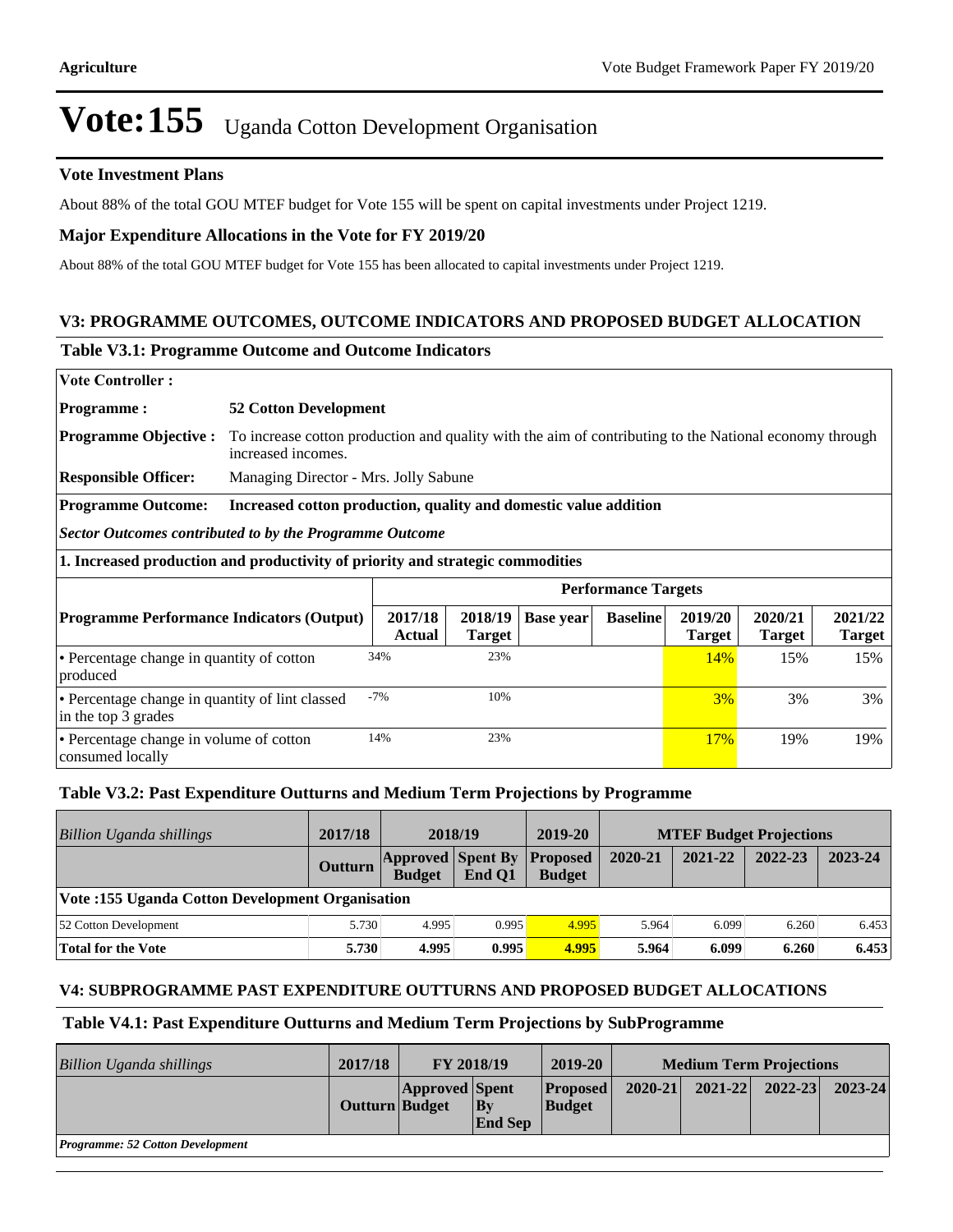# Vote:155 Uganda Cotton Development Organisation

### Vote Investment Plans

About 88% of the total GOU MTEF budget for Vote 155 will be spent on capital investments under Project 1219.

### Major Expenditure Allocations in the Vote for FY 2019/20

About 88% of the total GOU MTEF budget for Vote 155 has been allocated to capital investments under Project 1219.

## V3: PROGRAMME OUTCOMES, OUTCOME INDICATORS AND PROPOSED BUDGET ALLOCATION

### Table V3.1: Programme Outcome and Outcome Indicators

**Vote Controller :**

**Programme :** **52 Cotton Development**

**Programme Objective :** To increase cotton production and quality with the aim of contributing to the National economy through increased incomes.

**Responsible Officer:** Managing Director - Mrs. Jolly Sabune

**Programme Outcome:** **Increased cotton production, quality and domestic value addition**

***Sector Outcomes contributed to by the Programme Outcome***

**1. Increased production and productivity of priority and strategic commodities**

| Programme Performance Indicators (Output) | Performance Targets | | | | | | |
|---|---|---|---|---|---|---|---|
| | 2017/18 Actual | 2018/19 Target | Base year | Baseline | 2019/20 Target | 2020/21 Target | 2021/22 Target |
| • Percentage change in quantity of cotton produced | 34% | 23% | | | 14% | 15% | 15% |
| • Percentage change in quantity of lint classed in the top 3 grades | -7% | 10% | | | 3% | 3% | 3% |
| • Percentage change in volume of cotton consumed locally | 14% | 23% | | | 17% | 19% | 19% |

### Table V3.2: Past Expenditure Outturns and Medium Term Projections by Programme

| *Billion Uganda shillings* | 2017/18 | 2018/19 | | 2019-20 | MTEF Budget Projections | | | |
|---|---|---|---|---|---|---|---|---|
| | Outturn | Approved Budget | Spent By End Q1 | Proposed Budget | 2020-21 | 2021-22 | 2022-23 | 2023-24 |
| **Vote :155 Uganda Cotton Development Organisation** | | | | | | | | |
| 52 Cotton Development | 5.730 | 4.995 | 0.995 | 4.995 | 5.964 | 6.099 | 6.260 | 6.453 |
| **Total for the Vote** | **5.730** | **4.995** | **0.995** | **4.995** | **5.964** | **6.099** | **6.260** | **6.453** |

## V4: SUBPROGRAMME PAST EXPENDITURE OUTTURNS AND PROPOSED BUDGET ALLOCATIONS

### Table V4.1: Past Expenditure Outturns and Medium Term Projections by SubProgramme

| *Billion Uganda shillings* | 2017/18 | FY 2018/19 | | 2019-20 | Medium Term Projections | | | |
|---|---|---|---|---|---|---|---|---|
| | Outturn | Approved Budget | Spent By End Sep | Proposed Budget | 2020-21 | 2021-22 | 2022-23 | 2023-24 |
| ***Programme: 52 Cotton Development*** | | | | | | | | |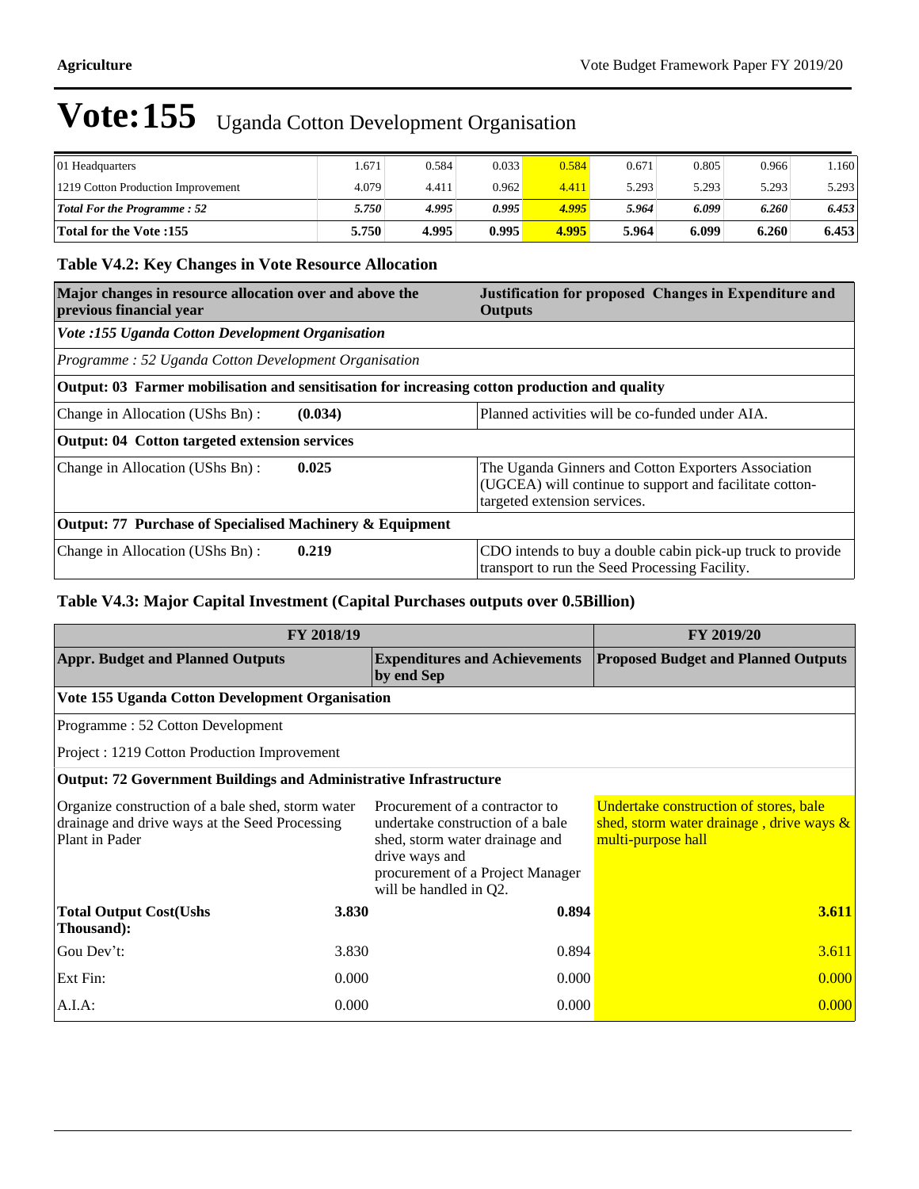# Vote:155 Uganda Cotton Development Organisation

| | | | | | | | | |
|---|---|---|---|---|---|---|---|---|
| 01 Headquarters | 1.671 | 0.584 | 0.033 | 0.584 | 0.671 | 0.805 | 0.966 | 1.160 |
| 1219 Cotton Production Improvement | 4.079 | 4.411 | 0.962 | 4.411 | 5.293 | 5.293 | 5.293 | 5.293 |
| ***Total For the Programme : 52*** | ***5.750*** | ***4.995*** | ***0.995*** | ***4.995*** | ***5.964*** | ***6.099*** | ***6.260*** | ***6.453*** |
| **Total for the Vote :155** | **5.750** | **4.995** | **0.995** | **4.995** | **5.964** | **6.099** | **6.260** | **6.453** |

### Table V4.2: Key Changes in Vote Resource Allocation

| Major changes in resource allocation over and above the previous financial year | | Justification for proposed Changes in Expenditure and Outputs |
|---|---|---|
| ***Vote :155 Uganda Cotton Development Organisation*** | | |
| *Programme : 52 Uganda Cotton Development Organisation* | | |
| **Output: 03 Farmer mobilisation and sensitisation for increasing cotton production and quality** | | |
| Change in Allocation (UShs Bn) : | **(0.034)** | Planned activities will be co-funded under AIA. |
| **Output: 04 Cotton targeted extension services** | | |
| Change in Allocation (UShs Bn) : | **0.025** | The Uganda Ginners and Cotton Exporters Association (UGCEA) will continue to support and facilitate cotton-targeted extension services. |
| **Output: 77 Purchase of Specialised Machinery & Equipment** | | |
| Change in Allocation (UShs Bn) : | **0.219** | CDO intends to buy a double cabin pick-up truck to provide transport to run the Seed Processing Facility. |

### Table V4.3: Major Capital Investment (Capital Purchases outputs over 0.5Billion)

| FY 2018/19 | | | FY 2019/20 |
|---|---|---|---|
| **Appr. Budget and Planned Outputs** | | **Expenditures and Achievements by end Sep** | **Proposed Budget and Planned Outputs** |
| **Vote 155 Uganda Cotton Development Organisation** | | | |
| Programme : 52 Cotton Development | | | |
| Project : 1219 Cotton Production Improvement | | | |
| **Output: 72 Government Buildings and Administrative Infrastructure** | | | |
| Organize construction of a bale shed, storm water drainage and drive ways at the Seed Processing Plant in Pader | | Procurement of a contractor to undertake construction of a bale shed, storm water drainage and drive ways and procurement of a Project Manager will be handled in Q2. | Undertake construction of stores, bale shed, storm water drainage , drive ways & multi-purpose hall |
| **Total Output Cost(Ushs Thousand):** | **3.830** | **0.894** | **3.611** |
| Gou Dev't: | 3.830 | 0.894 | 3.611 |
| Ext Fin: | 0.000 | 0.000 | 0.000 |
| A.I.A: | 0.000 | 0.000 | 0.000 |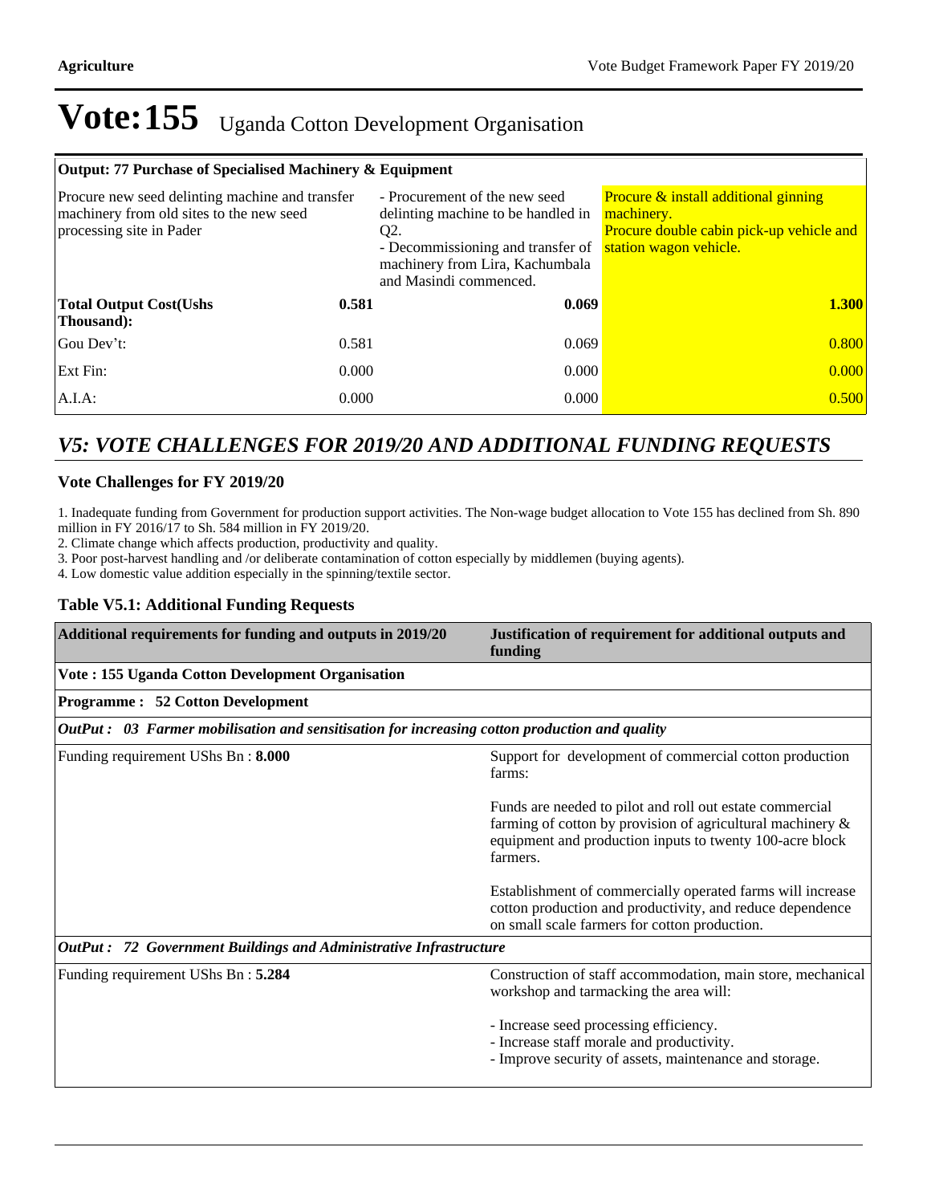# Vote:155 Uganda Cotton Development Organisation

| Output: 77 Purchase of Specialised Machinery & Equipment | | | |
|---|---|---|---|
| Procure new seed delinting machine and transfer machinery from old sites to the new seed processing site in Pader | | - Procurement of the new seed delinting machine to be handled in Q2.<br>- Decommissioning and transfer of machinery from Lira, Kachumbala and Masindi commenced. | Procure & install additional ginning machinery.<br>Procure double cabin pick-up vehicle and station wagon vehicle. |
| **Total Output Cost(Ushs Thousand):** | **0.581** | **0.069** | **1.300** |
| Gou Dev't: | 0.581 | 0.069 | 0.800 |
| Ext Fin: | 0.000 | 0.000 | 0.000 |
| A.I.A: | 0.000 | 0.000 | 0.500 |

## *V5: VOTE CHALLENGES FOR 2019/20 AND ADDITIONAL FUNDING REQUESTS*

### Vote Challenges for FY 2019/20

1. Inadequate funding from Government for production support activities. The Non-wage budget allocation to Vote 155 has declined from Sh. 890 million in FY 2016/17 to Sh. 584 million in FY 2019/20.
2. Climate change which affects production, productivity and quality.
3. Poor post-harvest handling and /or deliberate contamination of cotton especially by middlemen (buying agents).
4. Low domestic value addition especially in the spinning/textile sector.

### Table V5.1: Additional Funding Requests

| Additional requirements for funding and outputs in 2019/20 | Justification of requirement for additional outputs and funding |
|---|---|
| **Vote : 155 Uganda Cotton Development Organisation** | |
| **Programme : 52 Cotton Development** | |
| ***OutPut : 03 Farmer mobilisation and sensitisation for increasing cotton production and quality*** | |
| Funding requirement UShs Bn : **8.000** | Support for development of commercial cotton production farms:<br><br>Funds are needed to pilot and roll out estate commercial farming of cotton by provision of agricultural machinery & equipment and production inputs to twenty 100-acre block farmers.<br><br>Establishment of commercially operated farms will increase cotton production and productivity, and reduce dependence on small scale farmers for cotton production. |
| ***OutPut : 72 Government Buildings and Administrative Infrastructure*** | |
| Funding requirement UShs Bn : **5.284** | Construction of staff accommodation, main store, mechanical workshop and tarmacking the area will:<br><br>- Increase seed processing efficiency.<br>- Increase staff morale and productivity.<br>- Improve security of assets, maintenance and storage. |